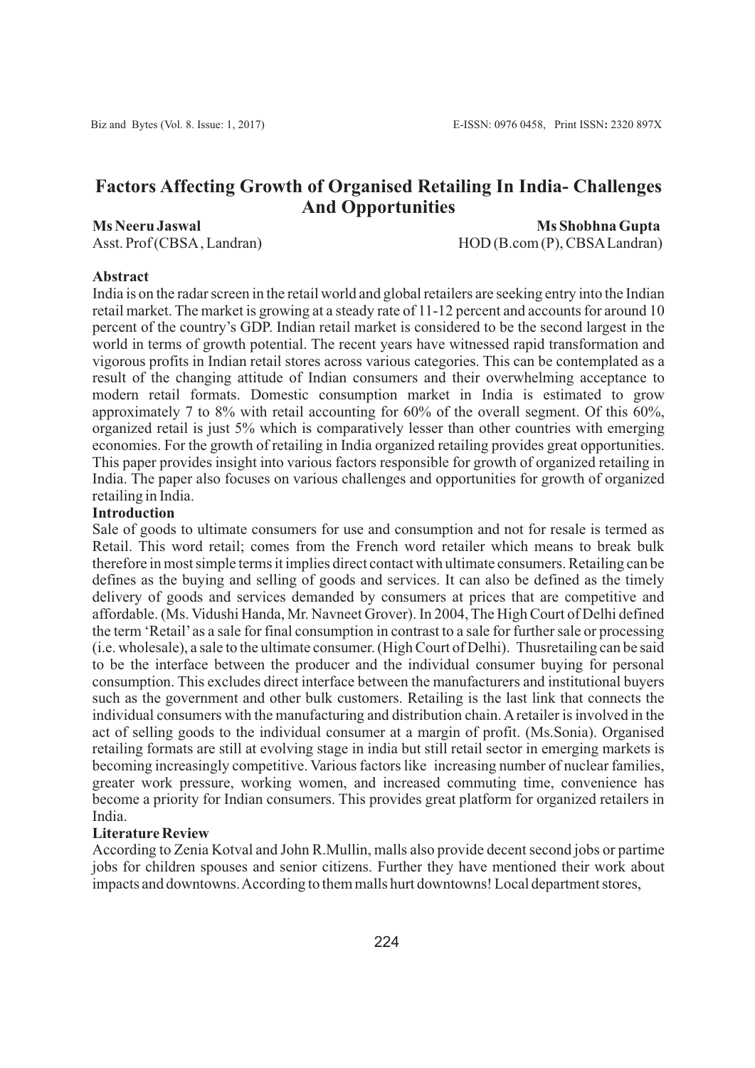# Factors Affecting Growth of Organised Retailing In India- Challenges And Opportunities

**Ms Neeru Jaswal**
Asst. Prof (CBSA, Landran)

**Ms Shobhna Gupta**
HOD (B.com (P), CBSA Landran)

### Abstract

India is on the radar screen in the retail world and global retailers are seeking entry into the Indian retail market. The market is growing at a steady rate of 11-12 percent and accounts for around 10 percent of the country's GDP. Indian retail market is considered to be the second largest in the world in terms of growth potential. The recent years have witnessed rapid transformation and vigorous profits in Indian retail stores across various categories. This can be contemplated as a result of the changing attitude of Indian consumers and their overwhelming acceptance to modern retail formats. Domestic consumption market in India is estimated to grow approximately 7 to 8% with retail accounting for 60% of the overall segment. Of this 60%, organized retail is just 5% which is comparatively lesser than other countries with emerging economies. For the growth of retailing in India organized retailing provides great opportunities. This paper provides insight into various factors responsible for growth of organized retailing in India. The paper also focuses on various challenges and opportunities for growth of organized retailing in India.

### Introduction

Sale of goods to ultimate consumers for use and consumption and not for resale is termed as Retail. This word retail; comes from the French word retailer which means to break bulk therefore in most simple terms it implies direct contact with ultimate consumers. Retailing can be defines as the buying and selling of goods and services. It can also be defined as the timely delivery of goods and services demanded by consumers at prices that are competitive and affordable. (Ms. Vidushi Handa, Mr. Navneet Grover). In 2004, The High Court of Delhi defined the term 'Retail' as a sale for final consumption in contrast to a sale for further sale or processing (i.e. wholesale), a sale to the ultimate consumer. (High Court of Delhi). Thusretailing can be said to be the interface between the producer and the individual consumer buying for personal consumption. This excludes direct interface between the manufacturers and institutional buyers such as the government and other bulk customers. Retailing is the last link that connects the individual consumers with the manufacturing and distribution chain. A retailer is involved in the act of selling goods to the individual consumer at a margin of profit. (Ms.Sonia). Organised retailing formats are still at evolving stage in india but still retail sector in emerging markets is becoming increasingly competitive. Various factors like increasing number of nuclear families, greater work pressure, working women, and increased commuting time, convenience has become a priority for Indian consumers. This provides great platform for organized retailers in India.

### Literature Review

According to Zenia Kotval and John R.Mullin, malls also provide decent second jobs or partime jobs for children spouses and senior citizens. Further they have mentioned their work about impacts and downtowns. According to them malls hurt downtowns! Local department stores,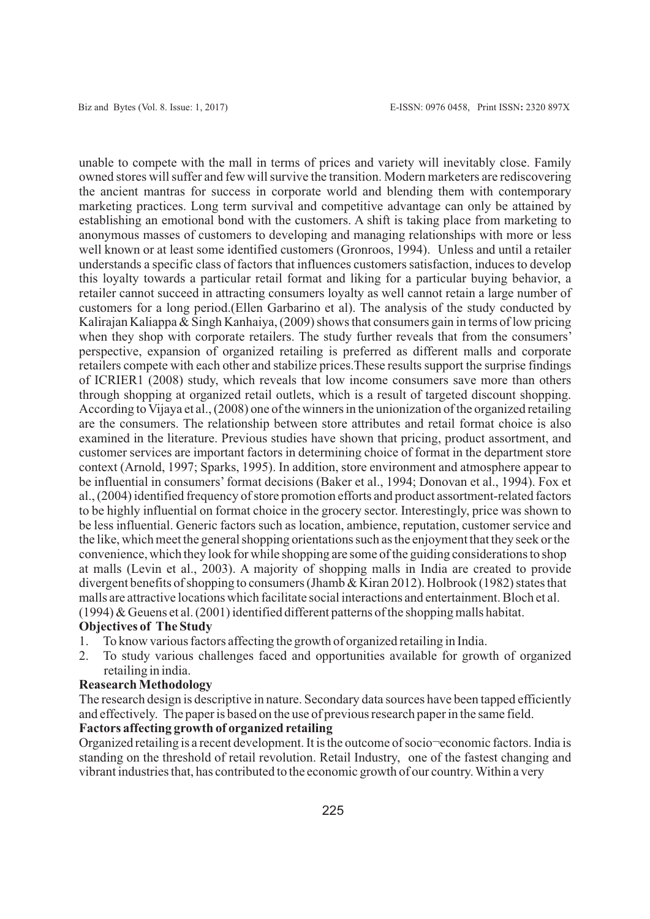unable to compete with the mall in terms of prices and variety will inevitably close. Family owned stores will suffer and few will survive the transition. Modern marketers are rediscovering the ancient mantras for success in corporate world and blending them with contemporary marketing practices. Long term survival and competitive advantage can only be attained by establishing an emotional bond with the customers. A shift is taking place from marketing to anonymous masses of customers to developing and managing relationships with more or less well known or at least some identified customers (Gronroos, 1994). Unless and until a retailer understands a specific class of factors that influences customers satisfaction, induces to develop this loyalty towards a particular retail format and liking for a particular buying behavior, a retailer cannot succeed in attracting consumers loyalty as well cannot retain a large number of customers for a long period.(Ellen Garbarino et al). The analysis of the study conducted by Kalirajan Kaliappa & Singh Kanhaiya, (2009) shows that consumers gain in terms of low pricing when they shop with corporate retailers. The study further reveals that from the consumers' perspective, expansion of organized retailing is preferred as different malls and corporate retailers compete with each other and stabilize prices.These results support the surprise findings of ICRIER1 (2008) study, which reveals that low income consumers save more than others through shopping at organized retail outlets, which is a result of targeted discount shopping. According to Vijaya et al., (2008) one of the winners in the unionization of the organized retailing are the consumers. The relationship between store attributes and retail format choice is also examined in the literature. Previous studies have shown that pricing, product assortment, and customer services are important factors in determining choice of format in the department store context (Arnold, 1997; Sparks, 1995). In addition, store environment and atmosphere appear to be influential in consumers' format decisions (Baker et al., 1994; Donovan et al., 1994). Fox et al., (2004) identified frequency of store promotion efforts and product assortment-related factors to be highly influential on format choice in the grocery sector. Interestingly, price was shown to be less influential. Generic factors such as location, ambience, reputation, customer service and the like, which meet the general shopping orientations such as the enjoyment that they seek or the convenience, which they look for while shopping are some of the guiding considerations to shop at malls (Levin et al., 2003). A majority of shopping malls in India are created to provide divergent benefits of shopping to consumers (Jhamb & Kiran 2012). Holbrook (1982) states that malls are attractive locations which facilitate social interactions and entertainment. Bloch et al. (1994) & Geuens et al. (2001) identified different patterns of the shopping malls habitat.

**Objectives of The Study**

1. To know various factors affecting the growth of organized retailing in India.
2. To study various challenges faced and opportunities available for growth of organized retailing in india.

**Reasearch Methodology**

The research design is descriptive in nature. Secondary data sources have been tapped efficiently and effectively. The paper is based on the use of previous research paper in the same field.

**Factors affecting growth of organized retailing**

Organized retailing is a recent development. It is the outcome of socio¬economic factors. India is standing on the threshold of retail revolution. Retail Industry, one of the fastest changing and vibrant industries that, has contributed to the economic growth of our country. Within a very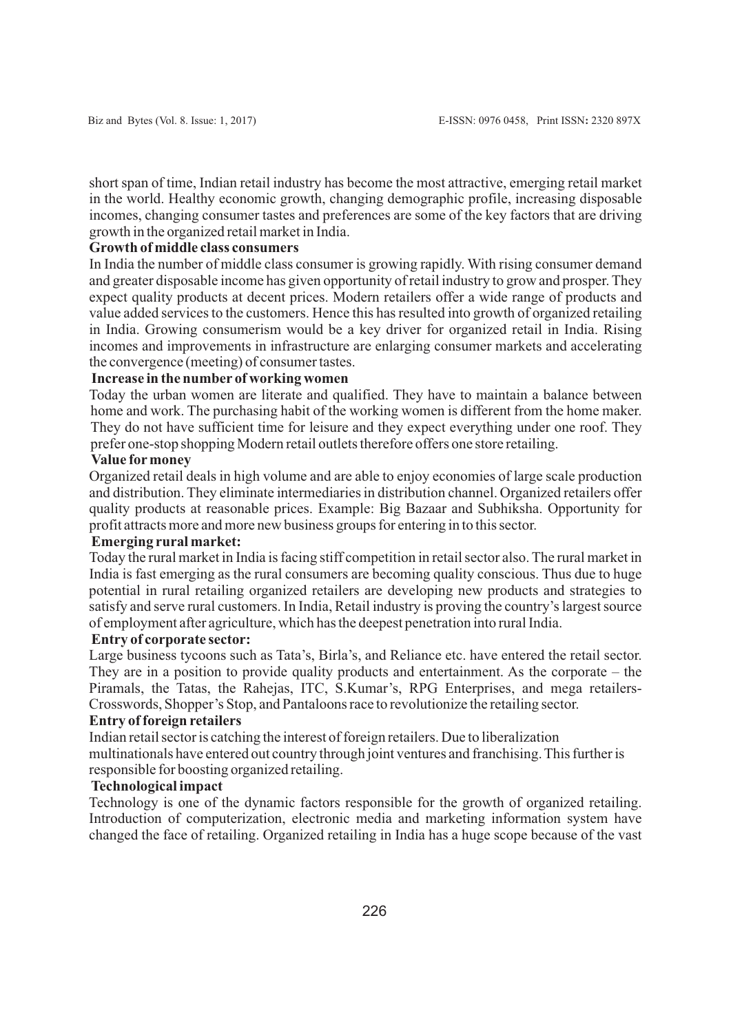short span of time, Indian retail industry has become the most attractive, emerging retail market in the world. Healthy economic growth, changing demographic profile, increasing disposable incomes, changing consumer tastes and preferences are some of the key factors that are driving growth in the organized retail market in India.

**Growth of middle class consumers**

In India the number of middle class consumer is growing rapidly. With rising consumer demand and greater disposable income has given opportunity of retail industry to grow and prosper. They expect quality products at decent prices. Modern retailers offer a wide range of products and value added services to the customers. Hence this has resulted into growth of organized retailing in India. Growing consumerism would be a key driver for organized retail in India. Rising incomes and improvements in infrastructure are enlarging consumer markets and accelerating the convergence (meeting) of consumer tastes.

**Increase in the number of working women**

Today the urban women are literate and qualified. They have to maintain a balance between home and work. The purchasing habit of the working women is different from the home maker. They do not have sufficient time for leisure and they expect everything under one roof. They prefer one-stop shopping Modern retail outlets therefore offers one store retailing.

**Value for money**

Organized retail deals in high volume and are able to enjoy economies of large scale production and distribution. They eliminate intermediaries in distribution channel. Organized retailers offer quality products at reasonable prices. Example: Big Bazaar and Subhiksha. Opportunity for profit attracts more and more new business groups for entering in to this sector.

**Emerging rural market:**

Today the rural market in India is facing stiff competition in retail sector also. The rural market in India is fast emerging as the rural consumers are becoming quality conscious. Thus due to huge potential in rural retailing organized retailers are developing new products and strategies to satisfy and serve rural customers. In India, Retail industry is proving the country's largest source of employment after agriculture, which has the deepest penetration into rural India.

**Entry of corporate sector:**

Large business tycoons such as Tata's, Birla's, and Reliance etc. have entered the retail sector. They are in a position to provide quality products and entertainment. As the corporate – the Piramals, the Tatas, the Rahejas, ITC, S.Kumar's, RPG Enterprises, and mega retailers- Crosswords, Shopper's Stop, and Pantaloons race to revolutionize the retailing sector.

**Entry of foreign retailers**

Indian retail sector is catching the interest of foreign retailers. Due to liberalization multinationals have entered out country through joint ventures and franchising. This further is responsible for boosting organized retailing.

**Technological impact**

Technology is one of the dynamic factors responsible for the growth of organized retailing. Introduction of computerization, electronic media and marketing information system have changed the face of retailing. Organized retailing in India has a huge scope because of the vast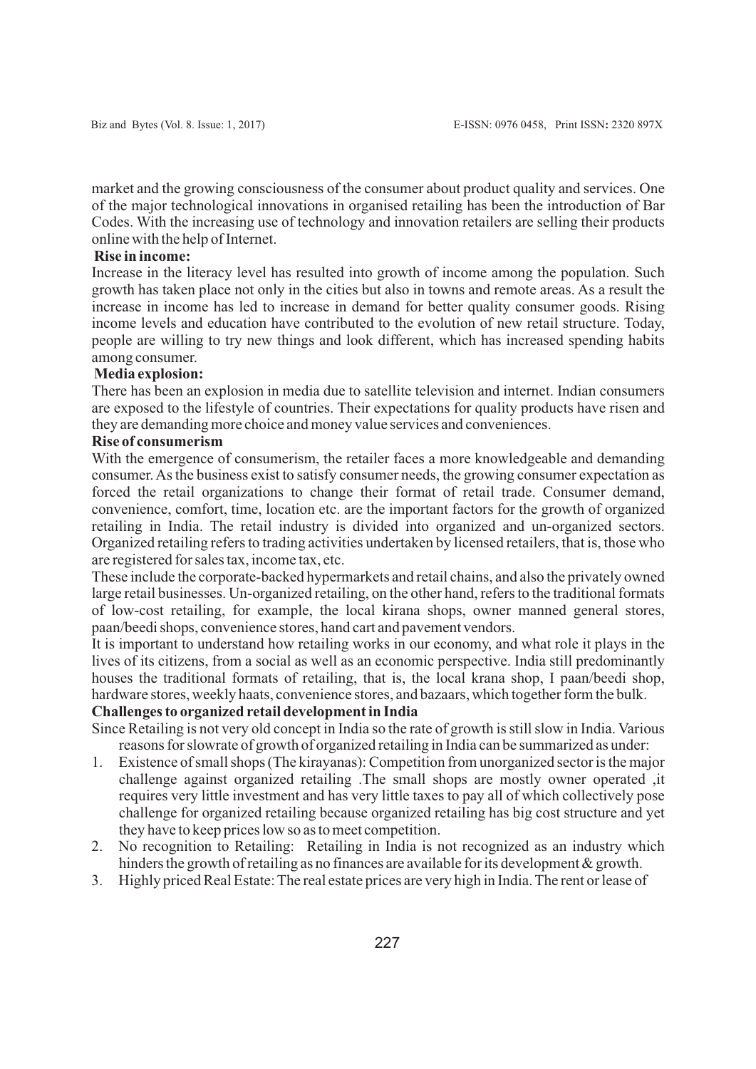market and the growing consciousness of the consumer about product quality and services. One of the major technological innovations in organised retailing has been the introduction of Bar Codes. With the increasing use of technology and innovation retailers are selling their products online with the help of Internet.

**Rise in income:**

Increase in the literacy level has resulted into growth of income among the population. Such growth has taken place not only in the cities but also in towns and remote areas. As a result the increase in income has led to increase in demand for better quality consumer goods. Rising income levels and education have contributed to the evolution of new retail structure. Today, people are willing to try new things and look different, which has increased spending habits among consumer.

**Media explosion:**

There has been an explosion in media due to satellite television and internet. Indian consumers are exposed to the lifestyle of countries. Their expectations for quality products have risen and they are demanding more choice and money value services and conveniences.

**Rise of consumerism**

With the emergence of consumerism, the retailer faces a more knowledgeable and demanding consumer. As the business exist to satisfy consumer needs, the growing consumer expectation as forced the retail organizations to change their format of retail trade. Consumer demand, convenience, comfort, time, location etc. are the important factors for the growth of organized retailing in India. The retail industry is divided into organized and un-organized sectors. Organized retailing refers to trading activities undertaken by licensed retailers, that is, those who are registered for sales tax, income tax, etc.

These include the corporate-backed hypermarkets and retail chains, and also the privately owned large retail businesses. Un-organized retailing, on the other hand, refers to the traditional formats of low-cost retailing, for example, the local kirana shops, owner manned general stores, paan/beedi shops, convenience stores, hand cart and pavement vendors.

It is important to understand how retailing works in our economy, and what role it plays in the lives of its citizens, from a social as well as an economic perspective. India still predominantly houses the traditional formats of retailing, that is, the local krana shop, I paan/beedi shop, hardware stores, weekly haats, convenience stores, and bazaars, which together form the bulk.

**Challenges to organized retail development in India**

Since Retailing is not very old concept in India so the rate of growth is still slow in India. Various reasons for slowrate of growth of organized retailing in India can be summarized as under:

1. Existence of small shops (The kirayanas): Competition from unorganized sector is the major challenge against organized retailing .The small shops are mostly owner operated ,it requires very little investment and has very little taxes to pay all of which collectively pose challenge for organized retailing because organized retailing has big cost structure and yet they have to keep prices low so as to meet competition.
2. No recognition to Retailing: Retailing in India is not recognized as an industry which hinders the growth of retailing as no finances are available for its development & growth.
3. Highly priced Real Estate: The real estate prices are very high in India. The rent or lease of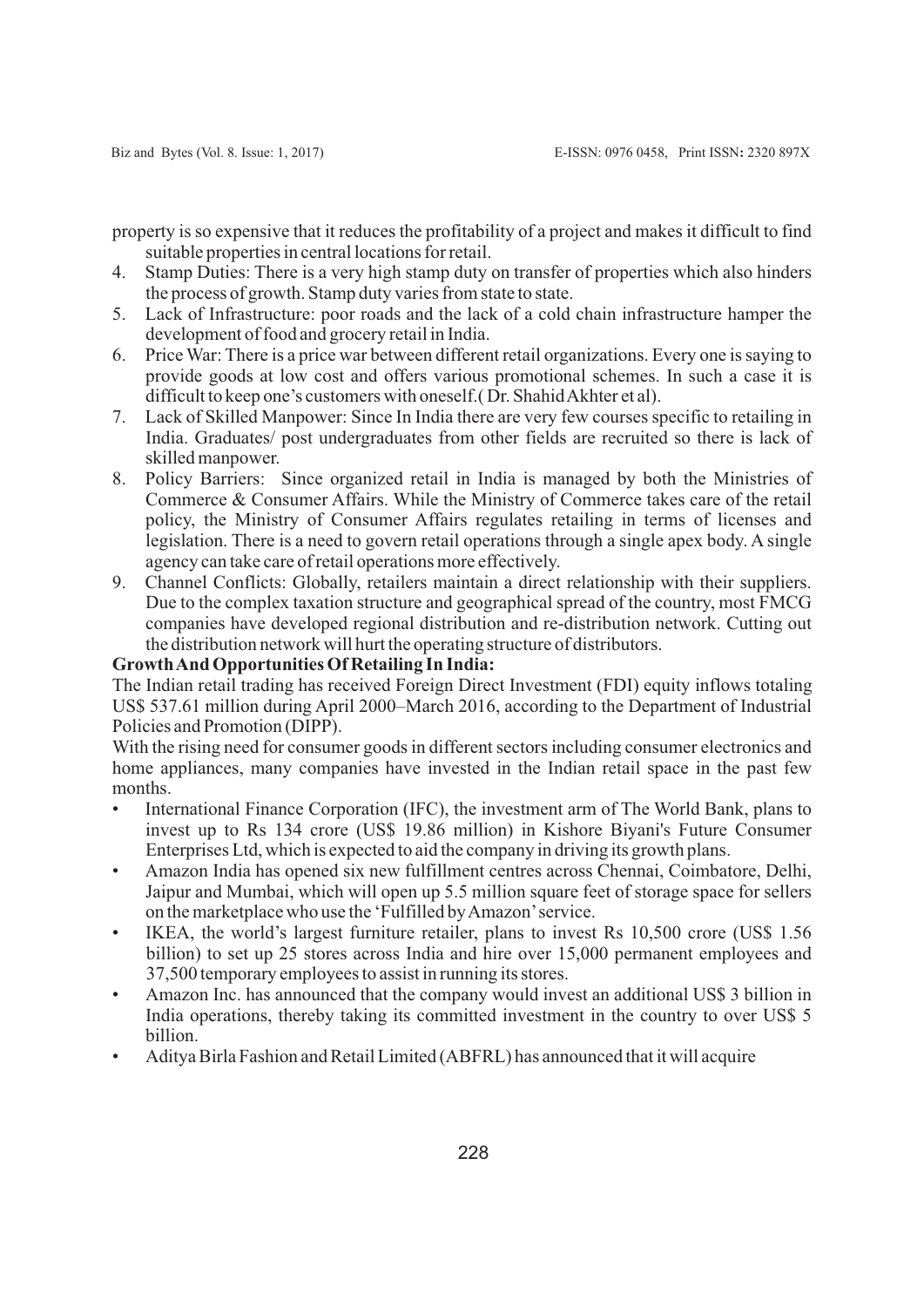property is so expensive that it reduces the profitability of a project and makes it difficult to find suitable properties in central locations for retail.

4. Stamp Duties: There is a very high stamp duty on transfer of properties which also hinders the process of growth. Stamp duty varies from state to state.
5. Lack of Infrastructure: poor roads and the lack of a cold chain infrastructure hamper the development of food and grocery retail in India.
6. Price War: There is a price war between different retail organizations. Every one is saying to provide goods at low cost and offers various promotional schemes. In such a case it is difficult to keep one's customers with oneself.( Dr. Shahid Akhter et al).
7. Lack of Skilled Manpower: Since In India there are very few courses specific to retailing in India. Graduates/ post undergraduates from other fields are recruited so there is lack of skilled manpower.
8. Policy Barriers: Since organized retail in India is managed by both the Ministries of Commerce & Consumer Affairs. While the Ministry of Commerce takes care of the retail policy, the Ministry of Consumer Affairs regulates retailing in terms of licenses and legislation. There is a need to govern retail operations through a single apex body. A single agency can take care of retail operations more effectively.
9. Channel Conflicts: Globally, retailers maintain a direct relationship with their suppliers. Due to the complex taxation structure and geographical spread of the country, most FMCG companies have developed regional distribution and re-distribution network. Cutting out the distribution network will hurt the operating structure of distributors.

**Growth And Opportunities Of Retailing In India:**

The Indian retail trading has received Foreign Direct Investment (FDI) equity inflows totaling US$ 537.61 million during April 2000–March 2016, according to the Department of Industrial Policies and Promotion (DIPP).

With the rising need for consumer goods in different sectors including consumer electronics and home appliances, many companies have invested in the Indian retail space in the past few months.

- International Finance Corporation (IFC), the investment arm of The World Bank, plans to invest up to Rs 134 crore (US$ 19.86 million) in Kishore Biyani's Future Consumer Enterprises Ltd, which is expected to aid the company in driving its growth plans.
- Amazon India has opened six new fulfillment centres across Chennai, Coimbatore, Delhi, Jaipur and Mumbai, which will open up 5.5 million square feet of storage space for sellers on the marketplace who use the 'Fulfilled by Amazon' service.
- IKEA, the world's largest furniture retailer, plans to invest Rs 10,500 crore (US$ 1.56 billion) to set up 25 stores across India and hire over 15,000 permanent employees and 37,500 temporary employees to assist in running its stores.
- Amazon Inc. has announced that the company would invest an additional US$ 3 billion in India operations, thereby taking its committed investment in the country to over US$ 5 billion.
- Aditya Birla Fashion and Retail Limited (ABFRL) has announced that it will acquire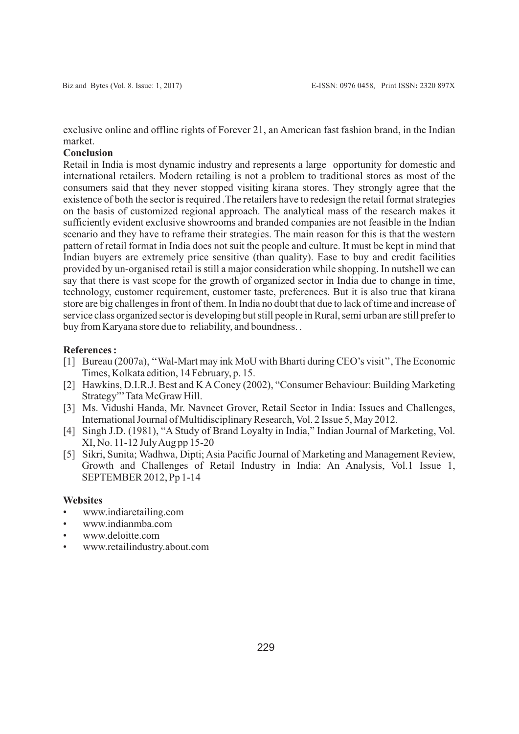exclusive online and offline rights of Forever 21, an American fast fashion brand, in the Indian market.

**Conclusion**

Retail in India is most dynamic industry and represents a large opportunity for domestic and international retailers. Modern retailing is not a problem to traditional stores as most of the consumers said that they never stopped visiting kirana stores. They strongly agree that the existence of both the sector is required .The retailers have to redesign the retail format strategies on the basis of customized regional approach. The analytical mass of the research makes it sufficiently evident exclusive showrooms and branded companies are not feasible in the Indian scenario and they have to reframe their strategies. The main reason for this is that the western pattern of retail format in India does not suit the people and culture. It must be kept in mind that Indian buyers are extremely price sensitive (than quality). Ease to buy and credit facilities provided by un-organised retail is still a major consideration while shopping. In nutshell we can say that there is vast scope for the growth of organized sector in India due to change in time, technology, customer requirement, customer taste, preferences. But it is also true that kirana store are big challenges in front of them. In India no doubt that due to lack of time and increase of service class organized sector is developing but still people in Rural, semi urban are still prefer to buy from Karyana store due to reliability, and boundness. .

**References :**

[1] Bureau (2007a), ''Wal-Mart may ink MoU with Bharti during CEO's visit'', The Economic Times, Kolkata edition, 14 February, p. 15.

[2] Hawkins, D.I.R.J. Best and K A Coney (2002), "Consumer Behaviour: Building Marketing Strategy"' Tata McGraw Hill.

[3] Ms. Vidushi Handa, Mr. Navneet Grover, Retail Sector in India: Issues and Challenges, International Journal of Multidisciplinary Research, Vol. 2 Issue 5, May 2012.

[4] Singh J.D. (1981), "A Study of Brand Loyalty in India," Indian Journal of Marketing, Vol. XI, No. 11-12 July Aug pp 15-20

[5] Sikri, Sunita; Wadhwa, Dipti; Asia Pacific Journal of Marketing and Management Review, Growth and Challenges of Retail Industry in India: An Analysis, Vol.1 Issue 1, SEPTEMBER 2012, Pp 1-14

**Websites**

- www.indiaretailing.com
- www.indianmba.com
- www.deloitte.com
- www.retailindustry.about.com